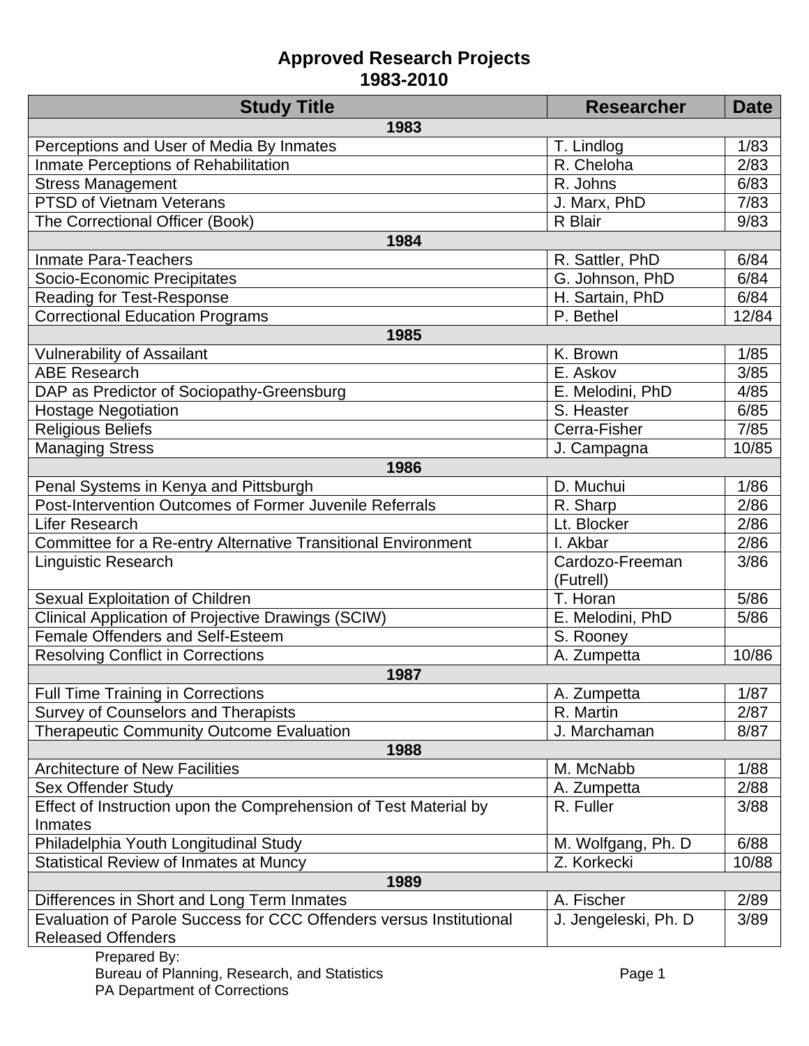# Approved Research Projects
## 1983-2010

| Study Title | Researcher | Date |
|---|---|---|
| **1983** | | |
| Perceptions and User of Media By Inmates | T. Lindlog | 1/83 |
| Inmate Perceptions of Rehabilitation | R. Cheloha | 2/83 |
| Stress Management | R. Johns | 6/83 |
| PTSD of Vietnam Veterans | J. Marx, PhD | 7/83 |
| The Correctional Officer (Book) | R Blair | 9/83 |
| **1984** | | |
| Inmate Para-Teachers | R. Sattler, PhD | 6/84 |
| Socio-Economic Precipitates | G. Johnson, PhD | 6/84 |
| Reading for Test-Response | H. Sartain, PhD | 6/84 |
| Correctional Education Programs | P. Bethel | 12/84 |
| **1985** | | |
| Vulnerability of Assailant | K. Brown | 1/85 |
| ABE Research | E. Askov | 3/85 |
| DAP as Predictor of Sociopathy-Greensburg | E. Melodini, PhD | 4/85 |
| Hostage Negotiation | S. Heaster | 6/85 |
| Religious Beliefs | Cerra-Fisher | 7/85 |
| Managing Stress | J. Campagna | 10/85 |
| **1986** | | |
| Penal Systems in Kenya and Pittsburgh | D. Muchui | 1/86 |
| Post-Intervention Outcomes of Former Juvenile Referrals | R. Sharp | 2/86 |
| Lifer Research | Lt. Blocker | 2/86 |
| Committee for a Re-entry Alternative Transitional Environment | I. Akbar | 2/86 |
| Linguistic Research | Cardozo-Freeman (Futrell) | 3/86 |
| Sexual Exploitation of Children | T. Horan | 5/86 |
| Clinical Application of Projective Drawings (SCIW) | E. Melodini, PhD | 5/86 |
| Female Offenders and Self-Esteem | S. Rooney | |
| Resolving Conflict in Corrections | A. Zumpetta | 10/86 |
| **1987** | | |
| Full Time Training in Corrections | A. Zumpetta | 1/87 |
| Survey of Counselors and Therapists | R. Martin | 2/87 |
| Therapeutic Community Outcome Evaluation | J. Marchaman | 8/87 |
| **1988** | | |
| Architecture of New Facilities | M. McNabb | 1/88 |
| Sex Offender Study | A. Zumpetta | 2/88 |
| Effect of Instruction upon the Comprehension of Test Material by Inmates | R. Fuller | 3/88 |
| Philadelphia Youth Longitudinal Study | M. Wolfgang, Ph. D | 6/88 |
| Statistical Review of Inmates at Muncy | Z. Korkecki | 10/88 |
| **1989** | | |
| Differences in Short and Long Term Inmates | A. Fischer | 2/89 |
| Evaluation of Parole Success for CCC Offenders versus Institutional Released Offenders | J. Jengeleski, Ph. D | 3/89 |

Prepared By:
Bureau of Planning, Research, and Statistics
PA Department of Corrections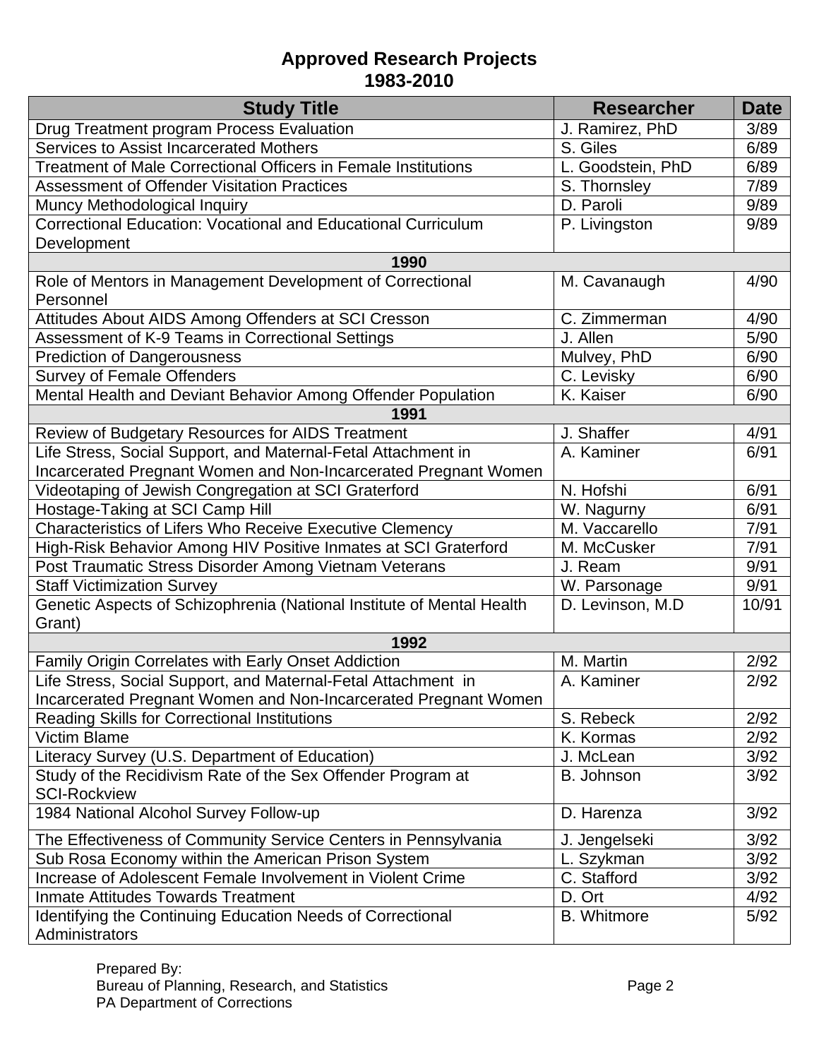# Approved Research Projects
## 1983-2010

| Study Title | Researcher | Date |
| --- | --- | --- |
| Drug Treatment program Process Evaluation | J. Ramirez, PhD | 3/89 |
| Services to Assist Incarcerated Mothers | S. Giles | 6/89 |
| Treatment of Male Correctional Officers in Female Institutions | L. Goodstein, PhD | 6/89 |
| Assessment of Offender Visitation Practices | S. Thornsley | 7/89 |
| Muncy Methodological Inquiry | D. Paroli | 9/89 |
| Correctional Education: Vocational and Educational Curriculum Development | P. Livingston | 9/89 |
| **1990** | | |
| Role of Mentors in Management Development of Correctional Personnel | M. Cavanaugh | 4/90 |
| Attitudes About AIDS Among Offenders at SCI Cresson | C. Zimmerman | 4/90 |
| Assessment of K-9 Teams in Correctional Settings | J. Allen | 5/90 |
| Prediction of Dangerousness | Mulvey, PhD | 6/90 |
| Survey of Female Offenders | C. Levisky | 6/90 |
| Mental Health and Deviant Behavior Among Offender Population | K. Kaiser | 6/90 |
| **1991** | | |
| Review of Budgetary Resources for AIDS Treatment | J. Shaffer | 4/91 |
| Life Stress, Social Support, and Maternal-Fetal Attachment in Incarcerated Pregnant Women and Non-Incarcerated Pregnant Women | A. Kaminer | 6/91 |
| Videotaping of Jewish Congregation at SCI Graterford | N. Hofshi | 6/91 |
| Hostage-Taking at SCI Camp Hill | W. Nagurny | 6/91 |
| Characteristics of Lifers Who Receive Executive Clemency | M. Vaccarello | 7/91 |
| High-Risk Behavior Among HIV Positive Inmates at SCI Graterford | M. McCusker | 7/91 |
| Post Traumatic Stress Disorder Among Vietnam Veterans | J. Ream | 9/91 |
| Staff Victimization Survey | W. Parsonage | 9/91 |
| Genetic Aspects of Schizophrenia (National Institute of Mental Health Grant) | D. Levinson, M.D | 10/91 |
| **1992** | | |
| Family Origin Correlates with Early Onset Addiction | M. Martin | 2/92 |
| Life Stress, Social Support, and Maternal-Fetal Attachment in Incarcerated Pregnant Women and Non-Incarcerated Pregnant Women | A. Kaminer | 2/92 |
| Reading Skills for Correctional Institutions | S. Rebeck | 2/92 |
| Victim Blame | K. Kormas | 2/92 |
| Literacy Survey (U.S. Department of Education) | J. McLean | 3/92 |
| Study of the Recidivism Rate of the Sex Offender Program at SCI-Rockview | B. Johnson | 3/92 |
| 1984 National Alcohol Survey Follow-up | D. Harenza | 3/92 |
| The Effectiveness of Community Service Centers in Pennsylvania | J. Jengelseki | 3/92 |
| Sub Rosa Economy within the American Prison System | L. Szykman | 3/92 |
| Increase of Adolescent Female Involvement in Violent Crime | C. Stafford | 3/92 |
| Inmate Attitudes Towards Treatment | D. Ort | 4/92 |
| Identifying the Continuing Education Needs of Correctional Administrators | B. Whitmore | 5/92 |

Prepared By:
Bureau of Planning, Research, and Statistics
PA Department of Corrections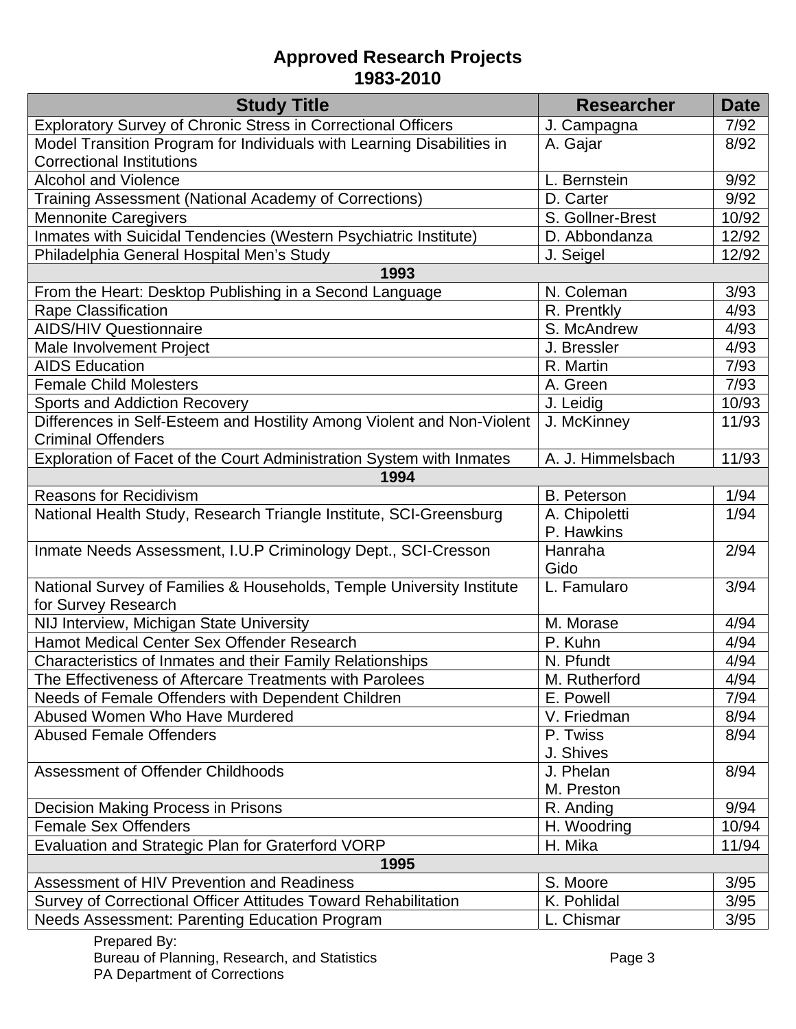# Approved Research Projects
## 1983-2010

| Study Title | Researcher | Date |
|---|---|---|
| Exploratory Survey of Chronic Stress in Correctional Officers | J. Campagna | 7/92 |
| Model Transition Program for Individuals with Learning Disabilities in Correctional Institutions | A. Gajar | 8/92 |
| Alcohol and Violence | L. Bernstein | 9/92 |
| Training Assessment (National Academy of Corrections) | D. Carter | 9/92 |
| Mennonite Caregivers | S. Gollner-Brest | 10/92 |
| Inmates with Suicidal Tendencies (Western Psychiatric Institute) | D. Abbondanza | 12/92 |
| Philadelphia General Hospital Men's Study | J. Seigel | 12/92 |
| **1993** | | |
| From the Heart: Desktop Publishing in a Second Language | N. Coleman | 3/93 |
| Rape Classification | R. Prentkly | 4/93 |
| AIDS/HIV Questionnaire | S. McAndrew | 4/93 |
| Male Involvement Project | J. Bressler | 4/93 |
| AIDS Education | R. Martin | 7/93 |
| Female Child Molesters | A. Green | 7/93 |
| Sports and Addiction Recovery | J. Leidig | 10/93 |
| Differences in Self-Esteem and Hostility Among Violent and Non-Violent Criminal Offenders | J. McKinney | 11/93 |
| Exploration of Facet of the Court Administration System with Inmates | A. J. Himmelsbach | 11/93 |
| **1994** | | |
| Reasons for Recidivism | B. Peterson | 1/94 |
| National Health Study, Research Triangle Institute, SCI-Greensburg | A. Chipoletti<br>P. Hawkins | 1/94 |
| Inmate Needs Assessment, I.U.P Criminology Dept., SCI-Cresson | Hanraha<br>Gido | 2/94 |
| National Survey of Families & Households, Temple University Institute for Survey Research | L. Famularo | 3/94 |
| NIJ Interview, Michigan State University | M. Morase | 4/94 |
| Hamot Medical Center Sex Offender Research | P. Kuhn | 4/94 |
| Characteristics of Inmates and their Family Relationships | N. Pfundt | 4/94 |
| The Effectiveness of Aftercare Treatments with Parolees | M. Rutherford | 4/94 |
| Needs of Female Offenders with Dependent Children | E. Powell | 7/94 |
| Abused Women Who Have Murdered | V. Friedman | 8/94 |
| Abused Female Offenders | P. Twiss<br>J. Shives | 8/94 |
| Assessment of Offender Childhoods | J. Phelan<br>M. Preston | 8/94 |
| Decision Making Process in Prisons | R. Anding | 9/94 |
| Female Sex Offenders | H. Woodring | 10/94 |
| Evaluation and Strategic Plan for Graterford VORP | H. Mika | 11/94 |
| **1995** | | |
| Assessment of HIV Prevention and Readiness | S. Moore | 3/95 |
| Survey of Correctional Officer Attitudes Toward Rehabilitation | K. Pohlidal | 3/95 |
| Needs Assessment: Parenting Education Program | L. Chismar | 3/95 |

Prepared By:
Bureau of Planning, Research, and Statistics
PA Department of Corrections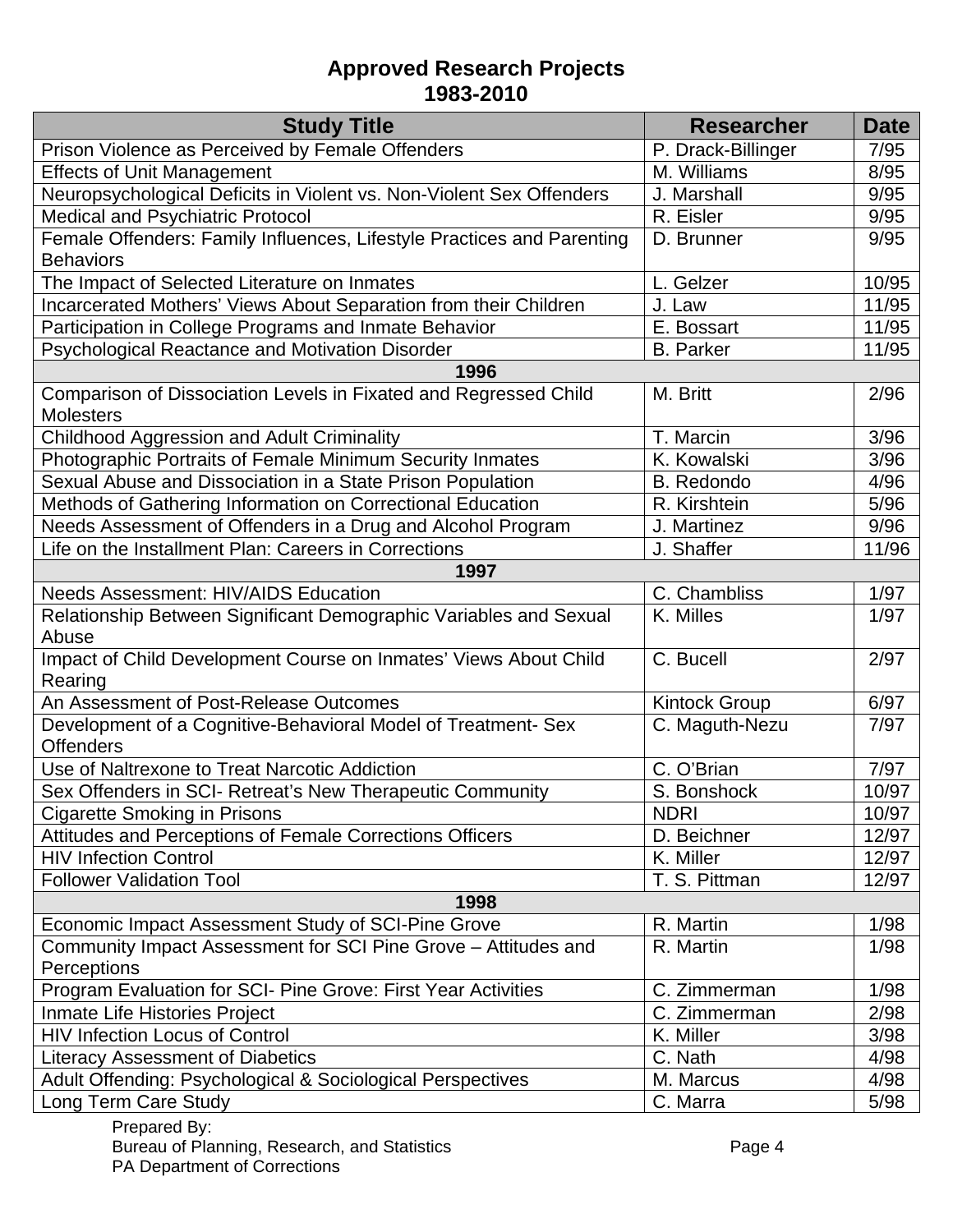## Approved Research Projects
## 1983-2010

| Study Title | Researcher | Date |
|---|---|---|
| Prison Violence as Perceived by Female Offenders | P. Drack-Billinger | 7/95 |
| Effects of Unit Management | M. Williams | 8/95 |
| Neuropsychological Deficits in Violent vs. Non-Violent Sex Offenders | J. Marshall | 9/95 |
| Medical and Psychiatric Protocol | R. Eisler | 9/95 |
| Female Offenders: Family Influences, Lifestyle Practices and Parenting Behaviors | D. Brunner | 9/95 |
| The Impact of Selected Literature on Inmates | L. Gelzer | 10/95 |
| Incarcerated Mothers' Views About Separation from their Children | J. Law | 11/95 |
| Participation in College Programs and Inmate Behavior | E. Bossart | 11/95 |
| Psychological Reactance and Motivation Disorder | B. Parker | 11/95 |
| **1996** | | |
| Comparison of Dissociation Levels in Fixated and Regressed Child Molesters | M. Britt | 2/96 |
| Childhood Aggression and Adult Criminality | T. Marcin | 3/96 |
| Photographic Portraits of Female Minimum Security Inmates | K. Kowalski | 3/96 |
| Sexual Abuse and Dissociation in a State Prison Population | B. Redondo | 4/96 |
| Methods of Gathering Information on Correctional Education | R. Kirshtein | 5/96 |
| Needs Assessment of Offenders in a Drug and Alcohol Program | J. Martinez | 9/96 |
| Life on the Installment Plan: Careers in Corrections | J. Shaffer | 11/96 |
| **1997** | | |
| Needs Assessment: HIV/AIDS Education | C. Chambliss | 1/97 |
| Relationship Between Significant Demographic Variables and Sexual Abuse | K. Milles | 1/97 |
| Impact of Child Development Course on Inmates' Views About Child Rearing | C. Bucell | 2/97 |
| An Assessment of Post-Release Outcomes | Kintock Group | 6/97 |
| Development of a Cognitive-Behavioral Model of Treatment- Sex Offenders | C. Maguth-Nezu | 7/97 |
| Use of Naltrexone to Treat Narcotic Addiction | C. O'Brian | 7/97 |
| Sex Offenders in SCI- Retreat's New Therapeutic Community | S. Bonshock | 10/97 |
| Cigarette Smoking in Prisons | NDRI | 10/97 |
| Attitudes and Perceptions of Female Corrections Officers | D. Beichner | 12/97 |
| HIV Infection Control | K. Miller | 12/97 |
| Follower Validation Tool | T. S. Pittman | 12/97 |
| **1998** | | |
| Economic Impact Assessment Study of SCI-Pine Grove | R. Martin | 1/98 |
| Community Impact Assessment for SCI Pine Grove – Attitudes and Perceptions | R. Martin | 1/98 |
| Program Evaluation for SCI- Pine Grove: First Year Activities | C. Zimmerman | 1/98 |
| Inmate Life Histories Project | C. Zimmerman | 2/98 |
| HIV Infection Locus of Control | K. Miller | 3/98 |
| Literacy Assessment of Diabetics | C. Nath | 4/98 |
| Adult Offending: Psychological & Sociological Perspectives | M. Marcus | 4/98 |
| Long Term Care Study | C. Marra | 5/98 |

Prepared By:
Bureau of Planning, Research, and Statistics
PA Department of Corrections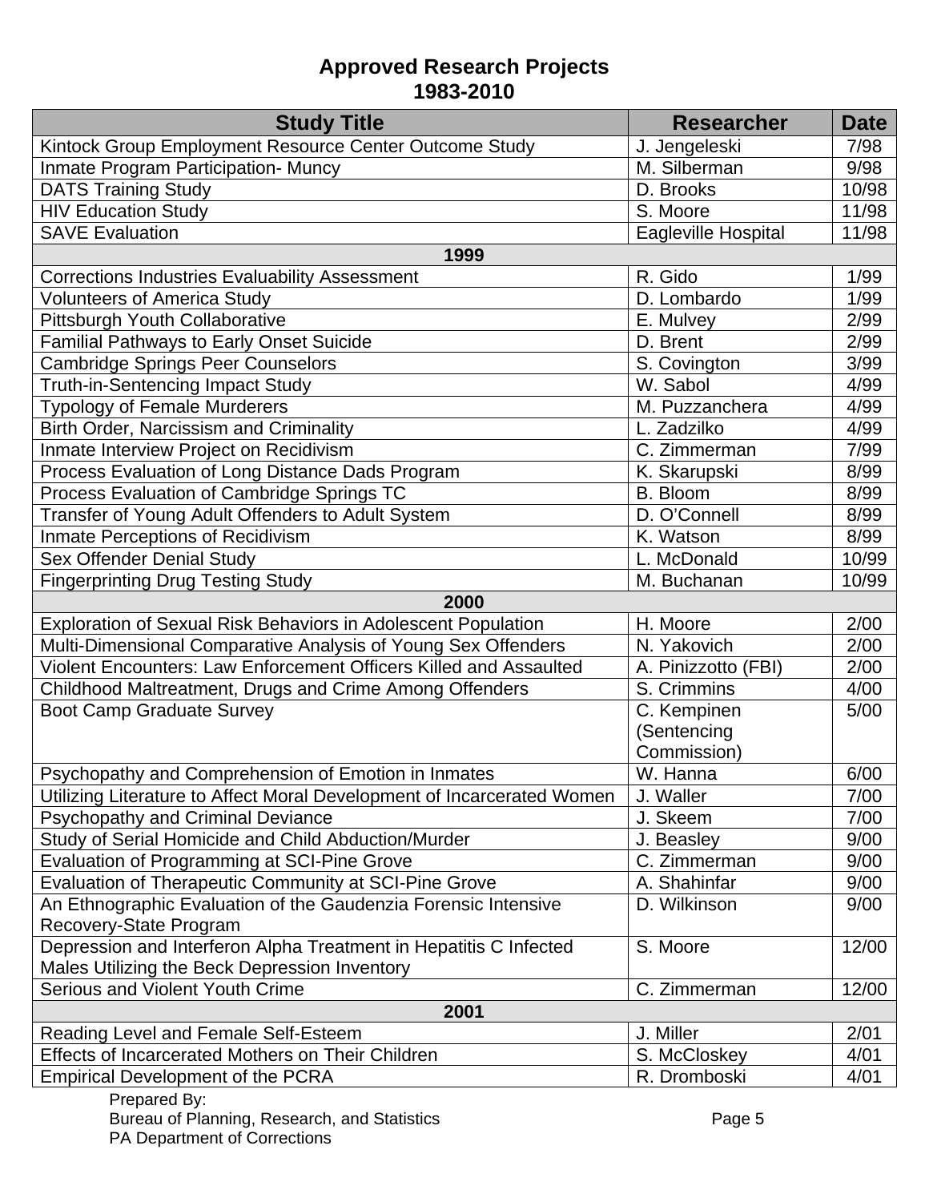## Approved Research Projects
## 1983-2010

| Study Title | Researcher | Date |
|---|---|---|
| Kintock Group Employment Resource Center Outcome Study | J. Jengeleski | 7/98 |
| Inmate Program Participation- Muncy | M. Silberman | 9/98 |
| DATS Training Study | D. Brooks | 10/98 |
| HIV Education Study | S. Moore | 11/98 |
| SAVE Evaluation | Eagleville Hospital | 11/98 |
| **1999** | | |
| Corrections Industries Evaluability Assessment | R. Gido | 1/99 |
| Volunteers of America Study | D. Lombardo | 1/99 |
| Pittsburgh Youth Collaborative | E. Mulvey | 2/99 |
| Familial Pathways to Early Onset Suicide | D. Brent | 2/99 |
| Cambridge Springs Peer Counselors | S. Covington | 3/99 |
| Truth-in-Sentencing Impact Study | W. Sabol | 4/99 |
| Typology of Female Murderers | M. Puzzanchera | 4/99 |
| Birth Order, Narcissism and Criminality | L. Zadzilko | 4/99 |
| Inmate Interview Project on Recidivism | C. Zimmerman | 7/99 |
| Process Evaluation of Long Distance Dads Program | K. Skarupski | 8/99 |
| Process Evaluation of Cambridge Springs TC | B. Bloom | 8/99 |
| Transfer of Young Adult Offenders to Adult System | D. O'Connell | 8/99 |
| Inmate Perceptions of Recidivism | K. Watson | 8/99 |
| Sex Offender Denial Study | L. McDonald | 10/99 |
| Fingerprinting Drug Testing Study | M. Buchanan | 10/99 |
| **2000** | | |
| Exploration of Sexual Risk Behaviors in Adolescent Population | H. Moore | 2/00 |
| Multi-Dimensional Comparative Analysis of Young Sex Offenders | N. Yakovich | 2/00 |
| Violent Encounters: Law Enforcement Officers Killed and Assaulted | A. Pinizzotto (FBI) | 2/00 |
| Childhood Maltreatment, Drugs and Crime Among Offenders | S. Crimmins | 4/00 |
| Boot Camp Graduate Survey | C. Kempinen (Sentencing Commission) | 5/00 |
| Psychopathy and Comprehension of Emotion in Inmates | W. Hanna | 6/00 |
| Utilizing Literature to Affect Moral Development of Incarcerated Women | J. Waller | 7/00 |
| Psychopathy and Criminal Deviance | J. Skeem | 7/00 |
| Study of Serial Homicide and Child Abduction/Murder | J. Beasley | 9/00 |
| Evaluation of Programming at SCI-Pine Grove | C. Zimmerman | 9/00 |
| Evaluation of Therapeutic Community at SCI-Pine Grove | A. Shahinfar | 9/00 |
| An Ethnographic Evaluation of the Gaudenzia Forensic Intensive Recovery-State Program | D. Wilkinson | 9/00 |
| Depression and Interferon Alpha Treatment in Hepatitis C Infected Males Utilizing the Beck Depression Inventory | S. Moore | 12/00 |
| Serious and Violent Youth Crime | C. Zimmerman | 12/00 |
| **2001** | | |
| Reading Level and Female Self-Esteem | J. Miller | 2/01 |
| Effects of Incarcerated Mothers on Their Children | S. McCloskey | 4/01 |
| Empirical Development of the PCRA | R. Dromboski | 4/01 |

Prepared By:
Bureau of Planning, Research, and Statistics
PA Department of Corrections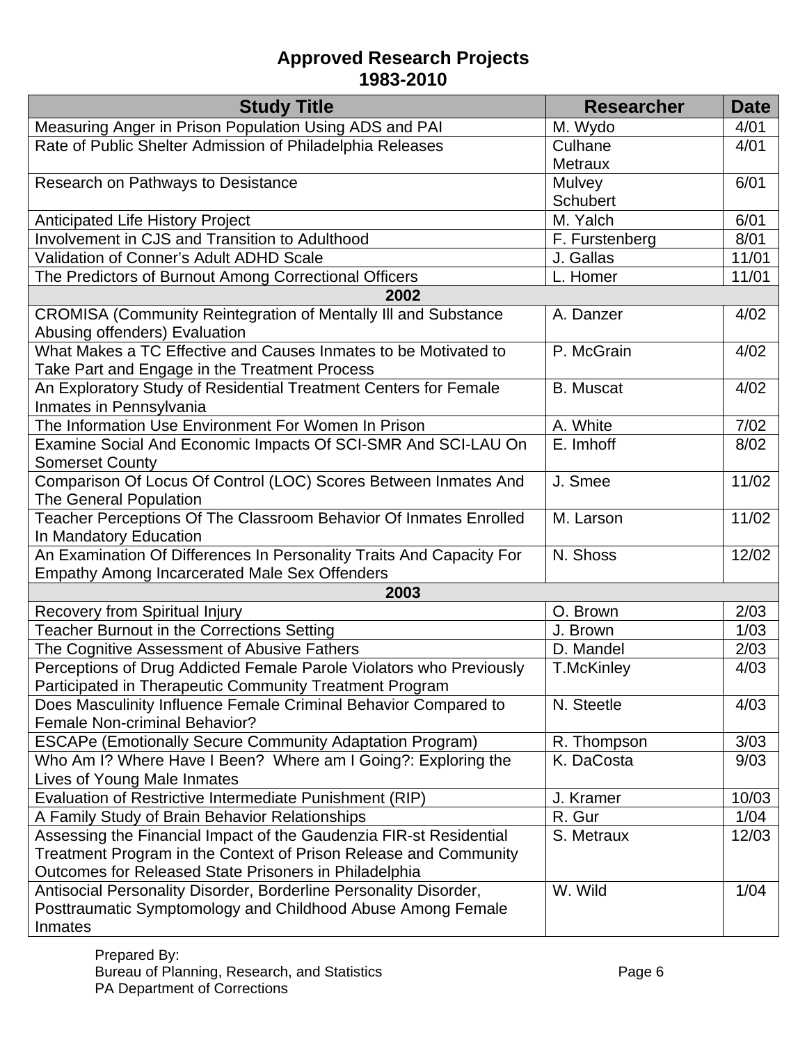## Approved Research Projects
## 1983-2010

| Study Title | Researcher | Date |
|---|---|---|
| Measuring Anger in Prison Population Using ADS and PAI | M. Wydo | 4/01 |
| Rate of Public Shelter Admission of Philadelphia Releases | Culhane Metraux | 4/01 |
| Research on Pathways to Desistance | Mulvey Schubert | 6/01 |
| Anticipated Life History Project | M. Yalch | 6/01 |
| Involvement in CJS and Transition to Adulthood | F. Furstenberg | 8/01 |
| Validation of Conner's Adult ADHD Scale | J. Gallas | 11/01 |
| The Predictors of Burnout Among Correctional Officers | L. Homer | 11/01 |
| **2002** | | |
| CROMISA (Community Reintegration of Mentally Ill and Substance Abusing offenders) Evaluation | A. Danzer | 4/02 |
| What Makes a TC Effective and Causes Inmates to be Motivated to Take Part and Engage in the Treatment Process | P. McGrain | 4/02 |
| An Exploratory Study of Residential Treatment Centers for Female Inmates in Pennsylvania | B. Muscat | 4/02 |
| The Information Use Environment For Women In Prison | A. White | 7/02 |
| Examine Social And Economic Impacts Of SCI-SMR And SCI-LAU On Somerset County | E. Imhoff | 8/02 |
| Comparison Of Locus Of Control (LOC) Scores Between Inmates And The General Population | J. Smee | 11/02 |
| Teacher Perceptions Of The Classroom Behavior Of Inmates Enrolled In Mandatory Education | M. Larson | 11/02 |
| An Examination Of Differences In Personality Traits And Capacity For Empathy Among Incarcerated Male Sex Offenders | N. Shoss | 12/02 |
| **2003** | | |
| Recovery from Spiritual Injury | O. Brown | 2/03 |
| Teacher Burnout in the Corrections Setting | J. Brown | 1/03 |
| The Cognitive Assessment of Abusive Fathers | D. Mandel | 2/03 |
| Perceptions of Drug Addicted Female Parole Violators who Previously Participated in Therapeutic Community Treatment Program | T.McKinley | 4/03 |
| Does Masculinity Influence Female Criminal Behavior Compared to Female Non-criminal Behavior? | N. Steetle | 4/03 |
| ESCAPe (Emotionally Secure Community Adaptation Program) | R. Thompson | 3/03 |
| Who Am I? Where Have I Been? Where am I Going?: Exploring the Lives of Young Male Inmates | K. DaCosta | 9/03 |
| Evaluation of Restrictive Intermediate Punishment (RIP) | J. Kramer | 10/03 |
| A Family Study of Brain Behavior Relationships | R. Gur | 1/04 |
| Assessing the Financial Impact of the Gaudenzia FIR-st Residential Treatment Program in the Context of Prison Release and Community Outcomes for Released State Prisoners in Philadelphia | S. Metraux | 12/03 |
| Antisocial Personality Disorder, Borderline Personality Disorder, Posttraumatic Symptomology and Childhood Abuse Among Female Inmates | W. Wild | 1/04 |

Prepared By:
Bureau of Planning, Research, and Statistics
PA Department of Corrections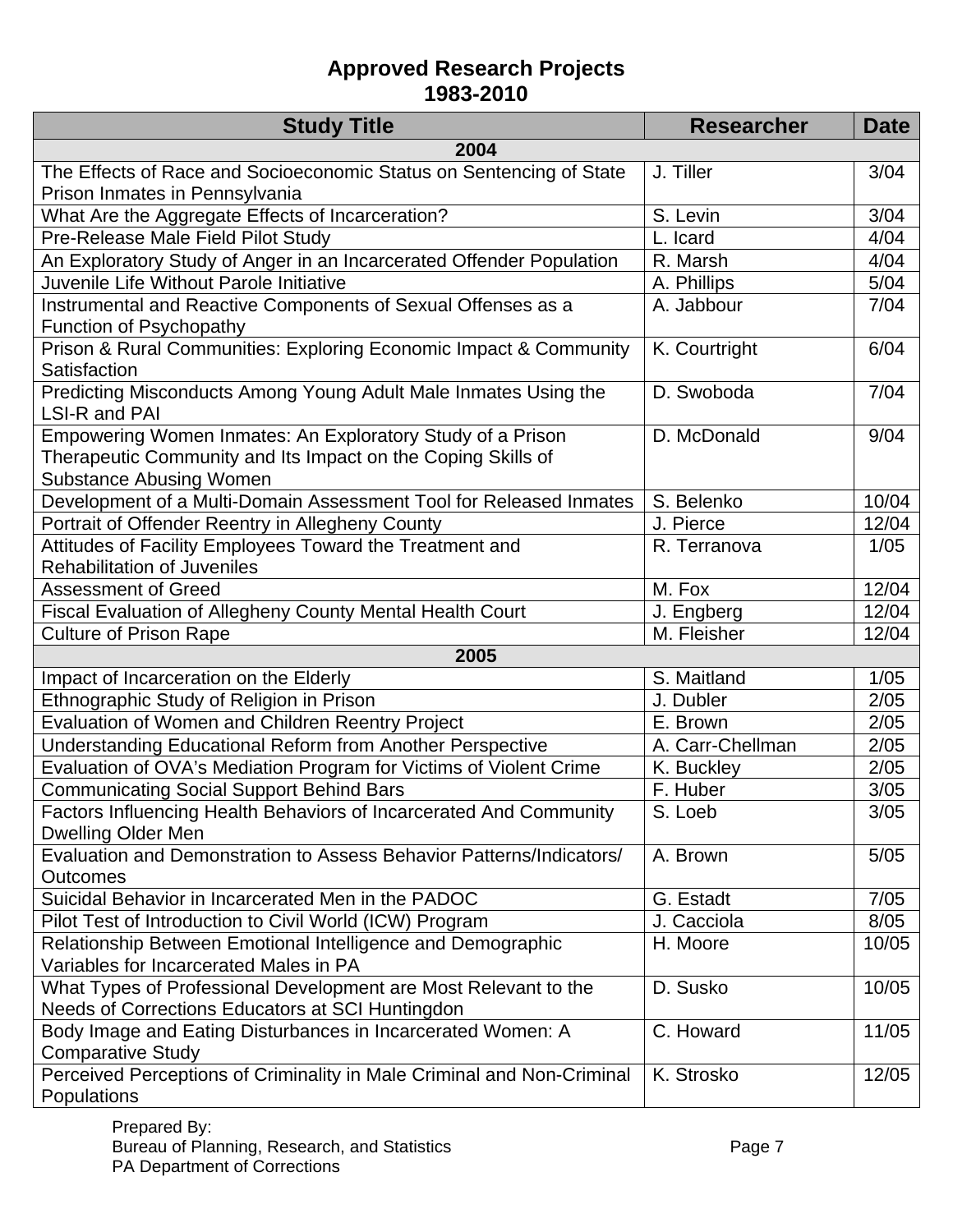# Approved Research Projects
# 1983-2010

| Study Title | Researcher | Date |
|---|---|---|
| **2004** | | |
| The Effects of Race and Socioeconomic Status on Sentencing of State Prison Inmates in Pennsylvania | J. Tiller | 3/04 |
| What Are the Aggregate Effects of Incarceration? | S. Levin | 3/04 |
| Pre-Release Male Field Pilot Study | L. Icard | 4/04 |
| An Exploratory Study of Anger in an Incarcerated Offender Population | R. Marsh | 4/04 |
| Juvenile Life Without Parole Initiative | A. Phillips | 5/04 |
| Instrumental and Reactive Components of Sexual Offenses as a Function of Psychopathy | A. Jabbour | 7/04 |
| Prison & Rural Communities: Exploring Economic Impact & Community Satisfaction | K. Courtright | 6/04 |
| Predicting Misconducts Among Young Adult Male Inmates Using the LSI-R and PAI | D. Swoboda | 7/04 |
| Empowering Women Inmates: An Exploratory Study of a Prison Therapeutic Community and Its Impact on the Coping Skills of Substance Abusing Women | D. McDonald | 9/04 |
| Development of a Multi-Domain Assessment Tool for Released Inmates | S. Belenko | 10/04 |
| Portrait of Offender Reentry in Allegheny County | J. Pierce | 12/04 |
| Attitudes of Facility Employees Toward the Treatment and Rehabilitation of Juveniles | R. Terranova | 1/05 |
| Assessment of Greed | M. Fox | 12/04 |
| Fiscal Evaluation of Allegheny County Mental Health Court | J. Engberg | 12/04 |
| Culture of Prison Rape | M. Fleisher | 12/04 |
| **2005** | | |
| Impact of Incarceration on the Elderly | S. Maitland | 1/05 |
| Ethnographic Study of Religion in Prison | J. Dubler | 2/05 |
| Evaluation of Women and Children Reentry Project | E. Brown | 2/05 |
| Understanding Educational Reform from Another Perspective | A. Carr-Chellman | 2/05 |
| Evaluation of OVA's Mediation Program for Victims of Violent Crime | K. Buckley | 2/05 |
| Communicating Social Support Behind Bars | F. Huber | 3/05 |
| Factors Influencing Health Behaviors of Incarcerated And Community Dwelling Older Men | S. Loeb | 3/05 |
| Evaluation and Demonstration to Assess Behavior Patterns/Indicators/ Outcomes | A. Brown | 5/05 |
| Suicidal Behavior in Incarcerated Men in the PADOC | G. Estadt | 7/05 |
| Pilot Test of Introduction to Civil World (ICW) Program | J. Cacciola | 8/05 |
| Relationship Between Emotional Intelligence and Demographic Variables for Incarcerated Males in PA | H. Moore | 10/05 |
| What Types of Professional Development are Most Relevant to the Needs of Corrections Educators at SCI Huntingdon | D. Susko | 10/05 |
| Body Image and Eating Disturbances in Incarcerated Women: A Comparative Study | C. Howard | 11/05 |
| Perceived Perceptions of Criminality in Male Criminal and Non-Criminal Populations | K. Strosko | 12/05 |

Prepared By:
Bureau of Planning, Research, and Statistics
PA Department of Corrections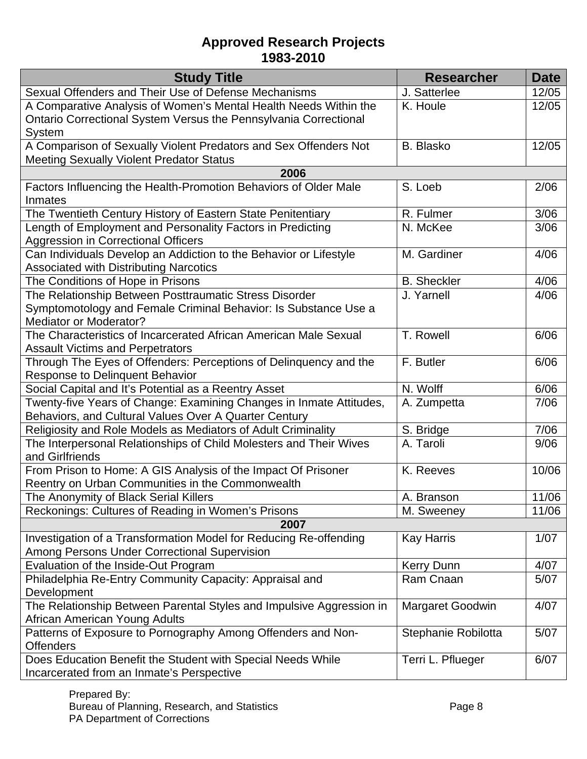## Approved Research Projects
## 1983-2010

| Study Title | Researcher | Date |
|---|---|---|
| Sexual Offenders and Their Use of Defense Mechanisms | J. Satterlee | 12/05 |
| A Comparative Analysis of Women's Mental Health Needs Within the Ontario Correctional System Versus the Pennsylvania Correctional System | K. Houle | 12/05 |
| A Comparison of Sexually Violent Predators and Sex Offenders Not Meeting Sexually Violent Predator Status | B. Blasko | 12/05 |
| **2006** | | |
| Factors Influencing the Health-Promotion Behaviors of Older Male Inmates | S. Loeb | 2/06 |
| The Twentieth Century History of Eastern State Penitentiary | R. Fulmer | 3/06 |
| Length of Employment and Personality Factors in Predicting Aggression in Correctional Officers | N. McKee | 3/06 |
| Can Individuals Develop an Addiction to the Behavior or Lifestyle Associated with Distributing Narcotics | M. Gardiner | 4/06 |
| The Conditions of Hope in Prisons | B. Sheckler | 4/06 |
| The Relationship Between Posttraumatic Stress Disorder Symptomotology and Female Criminal Behavior: Is Substance Use a Mediator or Moderator? | J. Yarnell | 4/06 |
| The Characteristics of Incarcerated African American Male Sexual Assault Victims and Perpetrators | T. Rowell | 6/06 |
| Through The Eyes of Offenders: Perceptions of Delinquency and the Response to Delinquent Behavior | F. Butler | 6/06 |
| Social Capital and It's Potential as a Reentry Asset | N. Wolff | 6/06 |
| Twenty-five Years of Change: Examining Changes in Inmate Attitudes, Behaviors, and Cultural Values Over A Quarter Century | A. Zumpetta | 7/06 |
| Religiosity and Role Models as Mediators of Adult Criminality | S. Bridge | 7/06 |
| The Interpersonal Relationships of Child Molesters and Their Wives and Girlfriends | A. Taroli | 9/06 |
| From Prison to Home: A GIS Analysis of the Impact Of Prisoner Reentry on Urban Communities in the Commonwealth | K. Reeves | 10/06 |
| The Anonymity of Black Serial Killers | A. Branson | 11/06 |
| Reckonings: Cultures of Reading in Women's Prisons | M. Sweeney | 11/06 |
| **2007** | | |
| Investigation of a Transformation Model for Reducing Re-offending Among Persons Under Correctional Supervision | Kay Harris | 1/07 |
| Evaluation of the Inside-Out Program | Kerry Dunn | 4/07 |
| Philadelphia Re-Entry Community Capacity: Appraisal and Development | Ram Cnaan | 5/07 |
| The Relationship Between Parental Styles and Impulsive Aggression in African American Young Adults | Margaret Goodwin | 4/07 |
| Patterns of Exposure to Pornography Among Offenders and Non-Offenders | Stephanie Robilotta | 5/07 |
| Does Education Benefit the Student with Special Needs While Incarcerated from an Inmate's Perspective | Terri L. Pflueger | 6/07 |

Prepared By:
Bureau of Planning, Research, and Statistics
PA Department of Corrections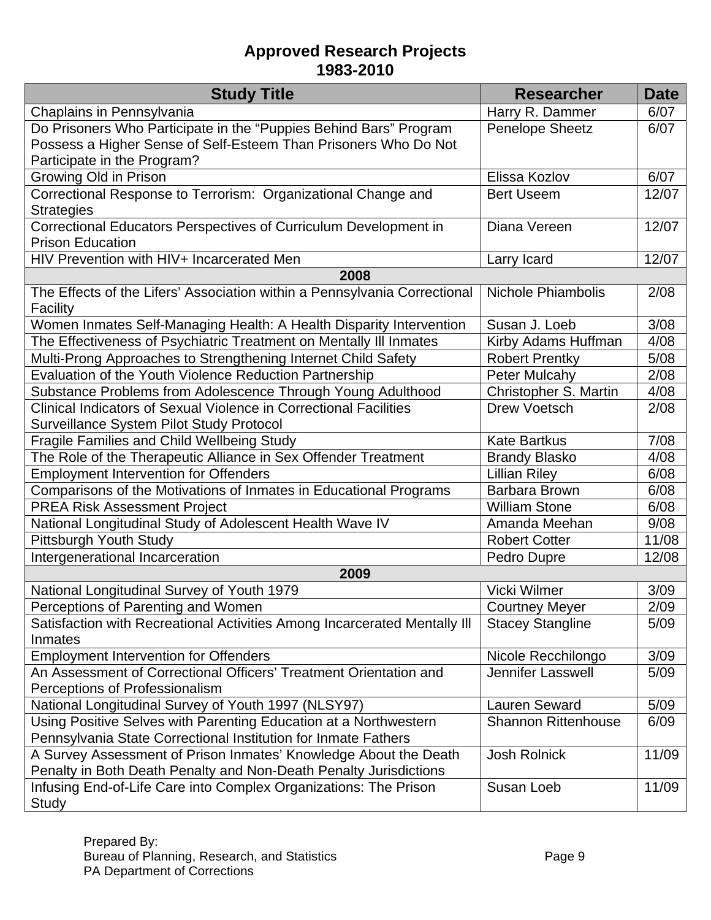## Approved Research Projects
## 1983-2010

| Study Title | Researcher | Date |
|---|---|---|
| Chaplains in Pennsylvania | Harry R. Dammer | 6/07 |
| Do Prisoners Who Participate in the "Puppies Behind Bars" Program Possess a Higher Sense of Self-Esteem Than Prisoners Who Do Not Participate in the Program? | Penelope Sheetz | 6/07 |
| Growing Old in Prison | Elissa Kozlov | 6/07 |
| Correctional Response to Terrorism: Organizational Change and Strategies | Bert Useem | 12/07 |
| Correctional Educators Perspectives of Curriculum Development in Prison Education | Diana Vereen | 12/07 |
| HIV Prevention with HIV+ Incarcerated Men | Larry Icard | 12/07 |
| **2008** | | |
| The Effects of the Lifers' Association within a Pennsylvania Correctional Facility | Nichole Phiambolis | 2/08 |
| Women Inmates Self-Managing Health: A Health Disparity Intervention | Susan J. Loeb | 3/08 |
| The Effectiveness of Psychiatric Treatment on Mentally Ill Inmates | Kirby Adams Huffman | 4/08 |
| Multi-Prong Approaches to Strengthening Internet Child Safety | Robert Prentky | 5/08 |
| Evaluation of the Youth Violence Reduction Partnership | Peter Mulcahy | 2/08 |
| Substance Problems from Adolescence Through Young Adulthood | Christopher S. Martin | 4/08 |
| Clinical Indicators of Sexual Violence in Correctional Facilities Surveillance System Pilot Study Protocol | Drew Voetsch | 2/08 |
| Fragile Families and Child Wellbeing Study | Kate Bartkus | 7/08 |
| The Role of the Therapeutic Alliance in Sex Offender Treatment | Brandy Blasko | 4/08 |
| Employment Intervention for Offenders | Lillian Riley | 6/08 |
| Comparisons of the Motivations of Inmates in Educational Programs | Barbara Brown | 6/08 |
| PREA Risk Assessment Project | William Stone | 6/08 |
| National Longitudinal Study of Adolescent Health Wave IV | Amanda Meehan | 9/08 |
| Pittsburgh Youth Study | Robert Cotter | 11/08 |
| Intergenerational Incarceration | Pedro Dupre | 12/08 |
| **2009** | | |
| National Longitudinal Survey of Youth 1979 | Vicki Wilmer | 3/09 |
| Perceptions of Parenting and Women | Courtney Meyer | 2/09 |
| Satisfaction with Recreational Activities Among Incarcerated Mentally Ill Inmates | Stacey Stangline | 5/09 |
| Employment Intervention for Offenders | Nicole Recchilongo | 3/09 |
| An Assessment of Correctional Officers' Treatment Orientation and Perceptions of Professionalism | Jennifer Lasswell | 5/09 |
| National Longitudinal Survey of Youth 1997 (NLSY97) | Lauren Seward | 5/09 |
| Using Positive Selves with Parenting Education at a Northwestern Pennsylvania State Correctional Institution for Inmate Fathers | Shannon Rittenhouse | 6/09 |
| A Survey Assessment of Prison Inmates' Knowledge About the Death Penalty in Both Death Penalty and Non-Death Penalty Jurisdictions | Josh Rolnick | 11/09 |
| Infusing End-of-Life Care into Complex Organizations: The Prison Study | Susan Loeb | 11/09 |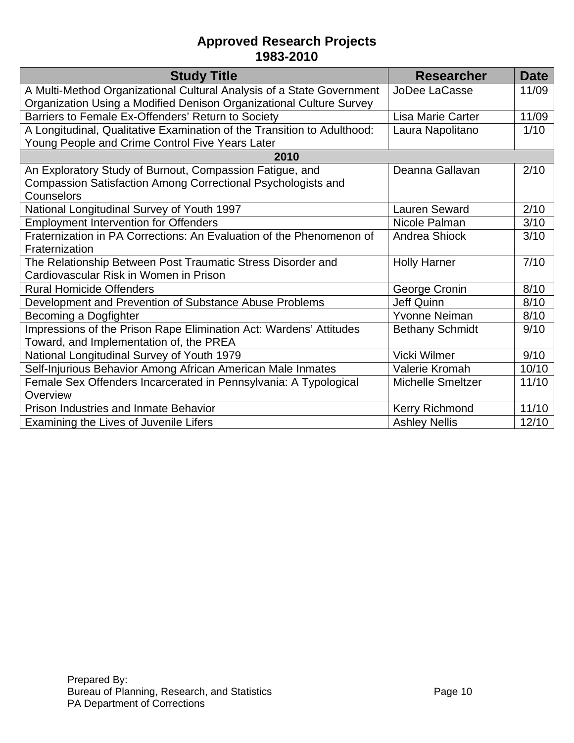## Approved Research Projects
## 1983-2010

| Study Title | Researcher | Date |
|---|---|---|
| A Multi-Method Organizational Cultural Analysis of a State Government Organization Using a Modified Denison Organizational Culture Survey | JoDee LaCasse | 11/09 |
| Barriers to Female Ex-Offenders' Return to Society | Lisa Marie Carter | 11/09 |
| A Longitudinal, Qualitative Examination of the Transition to Adulthood: Young People and Crime Control Five Years Later | Laura Napolitano | 1/10 |
| **2010** | | |
| An Exploratory Study of Burnout, Compassion Fatigue, and Compassion Satisfaction Among Correctional Psychologists and Counselors | Deanna Gallavan | 2/10 |
| National Longitudinal Survey of Youth 1997 | Lauren Seward | 2/10 |
| Employment Intervention for Offenders | Nicole Palman | 3/10 |
| Fraternization in PA Corrections: An Evaluation of the Phenomenon of Fraternization | Andrea Shiock | 3/10 |
| The Relationship Between Post Traumatic Stress Disorder and Cardiovascular Risk in Women in Prison | Holly Harner | 7/10 |
| Rural Homicide Offenders | George Cronin | 8/10 |
| Development and Prevention of Substance Abuse Problems | Jeff Quinn | 8/10 |
| Becoming a Dogfighter | Yvonne Neiman | 8/10 |
| Impressions of the Prison Rape Elimination Act: Wardens' Attitudes Toward, and Implementation of, the PREA | Bethany Schmidt | 9/10 |
| National Longitudinal Survey of Youth 1979 | Vicki Wilmer | 9/10 |
| Self-Injurious Behavior Among African American Male Inmates | Valerie Kromah | 10/10 |
| Female Sex Offenders Incarcerated in Pennsylvania: A Typological Overview | Michelle Smeltzer | 11/10 |
| Prison Industries and Inmate Behavior | Kerry Richmond | 11/10 |
| Examining the Lives of Juvenile Lifers | Ashley Nellis | 12/10 |

Prepared By:
Bureau of Planning, Research, and Statistics
PA Department of Corrections